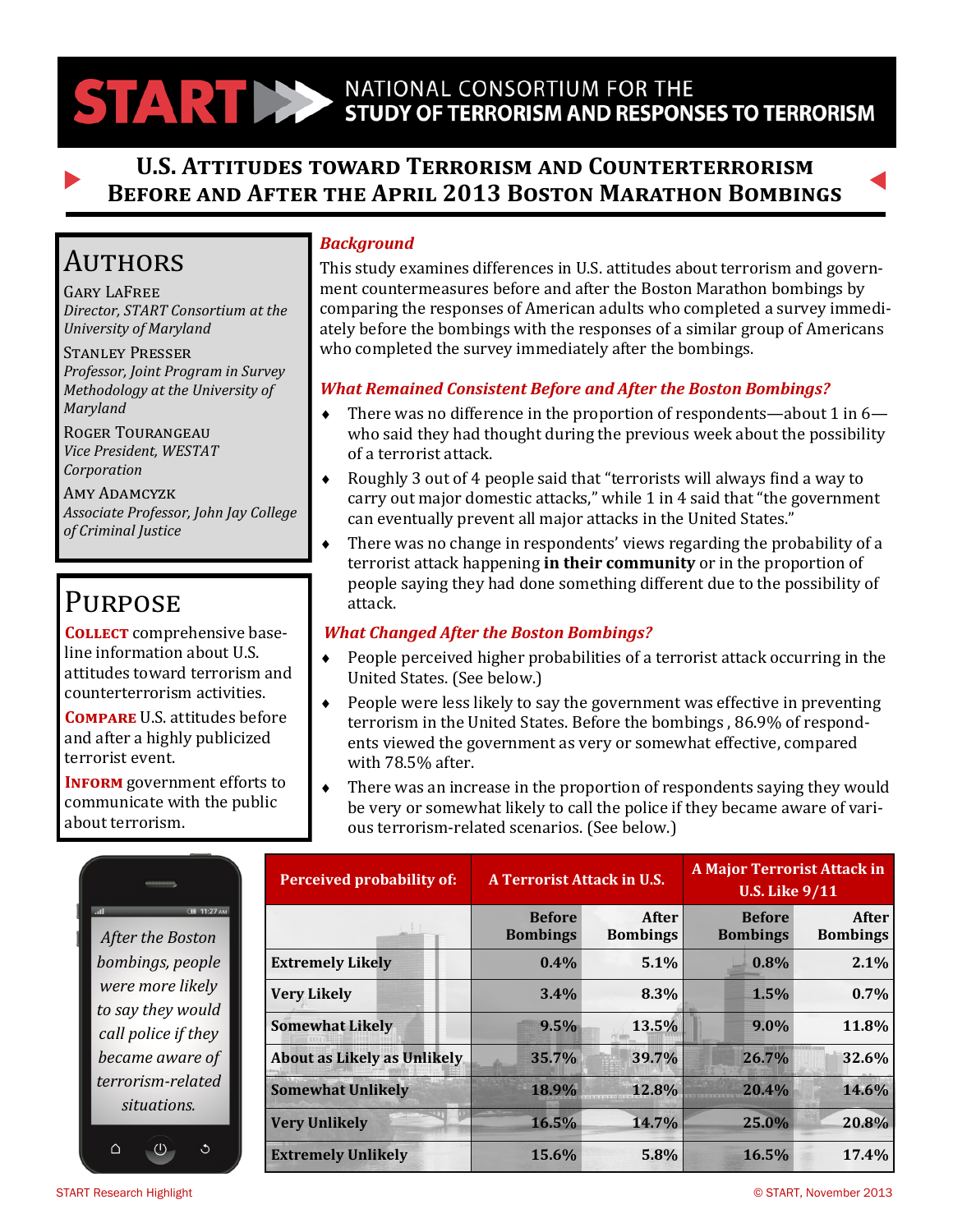# START — National Consortium for the Study of Terrorism and Responses to Terrorism

## U.S. Attitudes toward Terrorism and Counterterrorism Before and After the April 2013 Boston Marathon Bombings

### Authors

**Gary LaFree**
*Director, START Consortium at the University of Maryland*

**Stanley Presser**
*Professor, Joint Program in Survey Methodology at the University of Maryland*

**Roger Tourangeau**
*Vice President, WESTAT Corporation*

**Amy Adamczyk**
*Associate Professor, John Jay College of Criminal Justice*

### Purpose

**Collect** comprehensive baseline information about U.S. attitudes toward terrorism and counterterrorism activities.

**Compare** U.S. attitudes before and after a highly publicized terrorist event.

**Inform** government efforts to communicate with the public about terrorism.

### *Background*

This study examines differences in U.S. attitudes about terrorism and government countermeasures before and after the Boston Marathon bombings by comparing the responses of American adults who completed a survey immediately before the bombings with the responses of a similar group of Americans who completed the survey immediately after the bombings.

### *What Remained Consistent Before and After the Boston Bombings?*

- There was no difference in the proportion of respondents—about 1 in 6—who said they had thought during the previous week about the possibility of a terrorist attack.
- Roughly 3 out of 4 people said that "terrorists will always find a way to carry out major domestic attacks," while 1 in 4 said that "the government can eventually prevent all major attacks in the United States."
- There was no change in respondents' views regarding the probability of a terrorist attack happening **in their community** or in the proportion of people saying they had done something different due to the possibility of attack.

### *What Changed After the Boston Bombings?*

- People perceived higher probabilities of a terrorist attack occurring in the United States. (See below.)
- People were less likely to say the government was effective in preventing terrorism in the United States. Before the bombings , 86.9% of respondents viewed the government as very or somewhat effective, compared with 78.5% after.
- There was an increase in the proportion of respondents saying they would be very or somewhat likely to call the police if they became aware of various terrorism-related scenarios. (See below.)

*After the Boston bombings, people were more likely to say they would call police if they became aware of terrorism-related situations.*

| Perceived probability of: | A Terrorist Attack in U.S. | | A Major Terrorist Attack in U.S. Like 9/11 | |
|---|---|---|---|---|
| | Before Bombings | After Bombings | Before Bombings | After Bombings |
| Extremely Likely | 0.4% | 5.1% | 0.8% | 2.1% |
| Very Likely | 3.4% | 8.3% | 1.5% | 0.7% |
| Somewhat Likely | 9.5% | 13.5% | 9.0% | 11.8% |
| About as Likely as Unlikely | 35.7% | 39.7% | 26.7% | 32.6% |
| Somewhat Unlikely | 18.9% | 12.8% | 20.4% | 14.6% |
| Very Unlikely | 16.5% | 14.7% | 25.0% | 20.8% |
| Extremely Unlikely | 15.6% | 5.8% | 16.5% | 17.4% |

START Research Highlight

© START, November 2013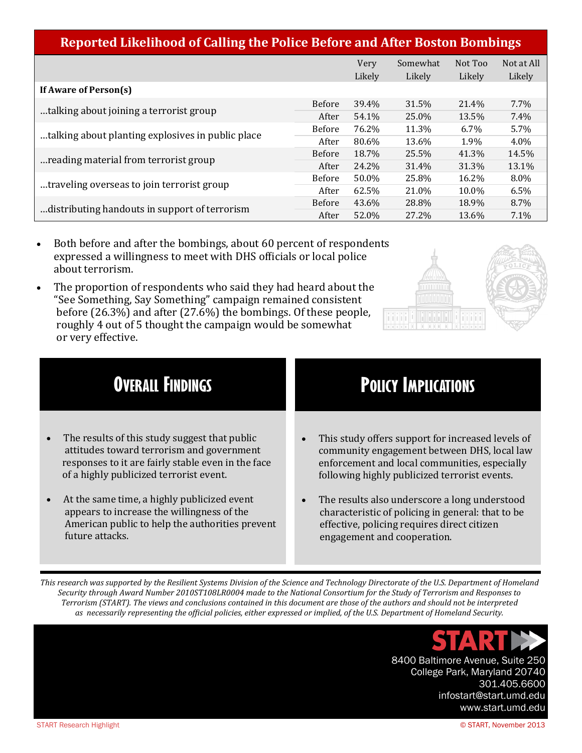## Reported Likelihood of Calling the Police Before and After Boston Bombings

| | | Very Likely | Somewhat Likely | Not Too Likely | Not at All Likely |
|---|---|---|---|---|---|
| **If Aware of Person(s)** | | | | | |
| …talking about joining a terrorist group | Before | 39.4% | 31.5% | 21.4% | 7.7% |
| | After | 54.1% | 25.0% | 13.5% | 7.4% |
| …talking about planting explosives in public place | Before | 76.2% | 11.3% | 6.7% | 5.7% |
| | After | 80.6% | 13.6% | 1.9% | 4.0% |
| …reading material from terrorist group | Before | 18.7% | 25.5% | 41.3% | 14.5% |
| | After | 24.2% | 31.4% | 31.3% | 13.1% |
| …traveling overseas to join terrorist group | Before | 50.0% | 25.8% | 16.2% | 8.0% |
| | After | 62.5% | 21.0% | 10.0% | 6.5% |
| …distributing handouts in support of terrorism | Before | 43.6% | 28.8% | 18.9% | 8.7% |
| | After | 52.0% | 27.2% | 13.6% | 7.1% |

- Both before and after the bombings, about 60 percent of respondents expressed a willingness to meet with DHS officials or local police about terrorism.
- The proportion of respondents who said they had heard about the "See Something, Say Something" campaign remained consistent before (26.3%) and after (27.6%) the bombings. Of these people, roughly 4 out of 5 thought the campaign would be somewhat or very effective.

## Overall Findings

- The results of this study suggest that public attitudes toward terrorism and government responses to it are fairly stable even in the face of a highly publicized terrorist event.
- At the same time, a highly publicized event appears to increase the willingness of the American public to help the authorities prevent future attacks.

## Policy Implications

- This study offers support for increased levels of community engagement between DHS, local law enforcement and local communities, especially following highly publicized terrorist events.
- The results also underscore a long understood characteristic of policing in general: that to be effective, policing requires direct citizen engagement and cooperation.

*This research was supported by the Resilient Systems Division of the Science and Technology Directorate of the U.S. Department of Homeland Security through Award Number 2010ST108LR0004 made to the National Consortium for the Study of Terrorism and Responses to Terrorism (START). The views and conclusions contained in this document are those of the authors and should not be interpreted as necessarily representing the official policies, either expressed or implied, of the U.S. Department of Homeland Security.*

START

8400 Baltimore Avenue, Suite 250
College Park, Maryland 20740
301.405.6600
infostart@start.umd.edu
www.start.umd.edu

START Research Highlight

© START, November 2013